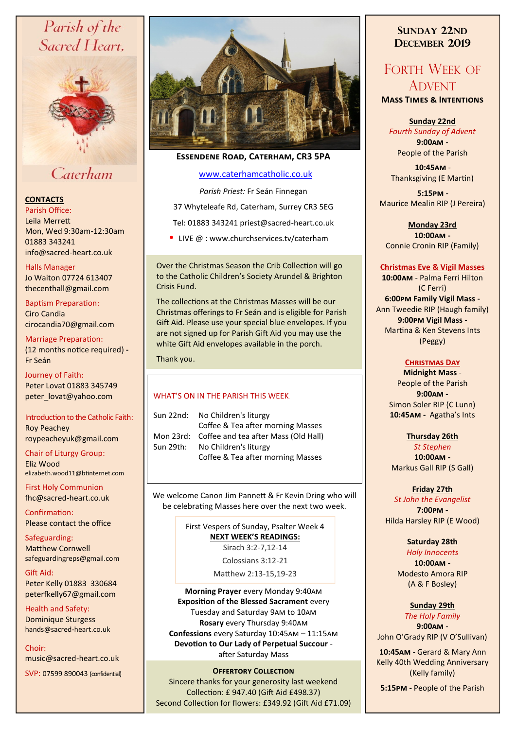# Parish of the Sacred Heart, Caterham

**CONTACTS**

Parish Office:
Leila Merrett
Mon, Wed 9:30am-12:30am
01883 343241
info@sacred-heart.co.uk

Halls Manager
Jo Waiton 07724 613407
thecenthall@gmail.com

Baptism Preparation:
Ciro Candia
cirocandia70@gmail.com

Marriage Preparation:
(12 months notice required) - Fr Seán

Journey of Faith:
Peter Lovat 01883 345749
peter_lovat@yahoo.com

Introduction to the Catholic Faith:
Roy Peachey
roypeacheyuk@gmail.com

Chair of Liturgy Group:
Eliz Wood
elizabeth.wood11@btinternet.com

First Holy Communion
fhc@sacred-heart.co.uk

Confirmation:
Please contact the office

Safeguarding:
Matthew Cornwell
safeguardingreps@gmail.com

Gift Aid:
Peter Kelly 01883 330684
peterfkelly67@gmail.com

Health and Safety:
Dominique Sturgess
hands@sacred-heart.co.uk

Choir:
music@sacred-heart.co.uk

SVP: 07599 890043 (confidential)

**ESSENDENE ROAD, CATERHAM, CR3 5PA**

www.caterhamcatholic.co.uk

*Parish Priest:* Fr Seán Finnegan

37 Whyteleafe Rd, Caterham, Surrey CR3 5EG

Tel: 01883 343241 priest@sacred-heart.co.uk

- LIVE @ : www.churchservices.tv/caterham

Over the Christmas Season the Crib Collection will go to the Catholic Children's Society Arundel & Brighton Crisis Fund.

The collections at the Christmas Masses will be our Christmas offerings to Fr Seán and is eligible for Parish Gift Aid. Please use your special blue envelopes. If you are not signed up for Parish Gift Aid you may use the white Gift Aid envelopes available in the porch.

Thank you.

## WHAT'S ON IN THE PARISH THIS WEEK

| | |
|---|---|
| Sun 22nd: | No Children's liturgy |
| | Coffee & Tea after morning Masses |
| Mon 23rd: | Coffee and tea after Mass (Old Hall) |
| Sun 29th: | No Children's liturgy |
| | Coffee & Tea after morning Masses |

We welcome Canon Jim Pannett & Fr Kevin Dring who will be celebrating Masses here over the next two week.

First Vespers of Sunday, Psalter Week 4

**NEXT WEEK'S READINGS:**

Sirach 3:2-7,12-14

Colossians 3:12-21

Matthew 2:13-15,19-23

**Morning Prayer** every Monday 9:40AM
**Exposition of the Blessed Sacrament** every Tuesday and Saturday 9AM to 10AM
**Rosary** every Thursday 9:40AM
**Confessions** every Saturday 10:45AM – 11:15AM
**Devotion to Our Lady of Perpetual Succour** - after Saturday Mass

**OFFERTORY COLLECTION**

Sincere thanks for your generosity last weekend
Collection: £ 947.40 (Gift Aid £498.37)
Second Collection for flowers: £349.92 (Gift Aid £71.09)

## SUNDAY 22ND DECEMBER 2019

## FORTH WEEK OF ADVENT

**MASS TIMES & INTENTIONS**

**Sunday 22nd**
*Fourth Sunday of Advent*
**9:00AM** - People of the Parish
**10:45AM** - Thanksgiving (E Martin)
**5:15PM** - Maurice Mealin RIP (J Pereira)

**Monday 23rd**
**10:00AM** - Connie Cronin RIP (Family)

**Christmas Eve & Vigil Masses**
**10:00AM** - Palma Ferri Hilton (C Ferri)
**6:00PM Family Vigil Mass** - Ann Tweedie RIP (Haugh family)
**9:00PM Vigil Mass** - Martina & Ken Stevens Ints (Peggy)

**CHRISTMAS DAY**
**Midnight Mass** - People of the Parish
**9:00AM** - Simon Soler RIP (C Lunn)
**10:45AM** - Agatha's Ints

**Thursday 26th**
*St Stephen*
**10:00AM** - Markus Gall RIP (S Gall)

**Friday 27th**
*St John the Evangelist*
**7:00PM** - Hilda Harsley RIP (E Wood)

**Saturday 28th**
*Holy Innocents*
**10:00AM** - Modesto Amora RIP (A & F Bosley)

**Sunday 29th**
*The Holy Family*
**9:00AM** - John O'Grady RIP (V O'Sullivan)
**10:45AM** - Gerard & Mary Ann Kelly 40th Wedding Anniversary (Kelly family)
**5:15PM** - People of the Parish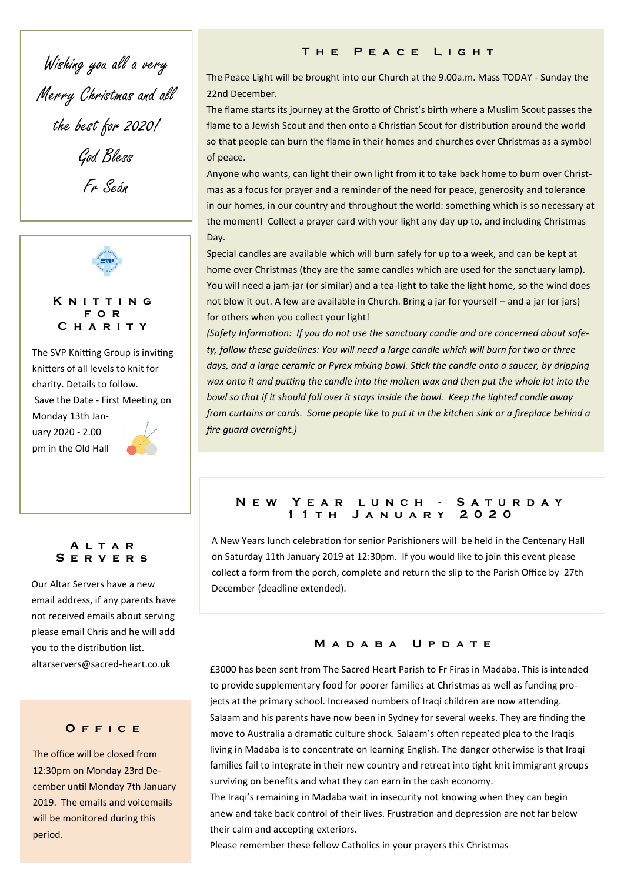*Wishing you all a very Merry Christmas and all the best for 2020!*

*God Bless*

*Fr Seán*

## Knitting for Charity

The SVP Knitting Group is inviting knitters of all levels to knit for charity. Details to follow.

Save the Date - First Meeting on Monday 13th January 2020 - 2.00 pm in the Old Hall

## Altar Servers

Our Altar Servers have a new email address, if any parents have not received emails about serving please email Chris and he will add you to the distribution list. altarservers@sacred-heart.co.uk

## Office

The office will be closed from 12:30pm on Monday 23rd December until Monday 7th January 2019. The emails and voicemails will be monitored during this period.

## The Peace Light

The Peace Light will be brought into our Church at the 9.00a.m. Mass TODAY - Sunday the 22nd December.

The flame starts its journey at the Grotto of Christ's birth where a Muslim Scout passes the flame to a Jewish Scout and then onto a Christian Scout for distribution around the world so that people can burn the flame in their homes and churches over Christmas as a symbol of peace.

Anyone who wants, can light their own light from it to take back home to burn over Christmas as a focus for prayer and a reminder of the need for peace, generosity and tolerance in our homes, in our country and throughout the world: something which is so necessary at the moment! Collect a prayer card with your light any day up to, and including Christmas Day.

Special candles are available which will burn safely for up to a week, and can be kept at home over Christmas (they are the same candles which are used for the sanctuary lamp). You will need a jam-jar (or similar) and a tea-light to take the light home, so the wind does not blow it out. A few are available in Church. Bring a jar for yourself – and a jar (or jars) for others when you collect your light!

*(Safety Information: If you do not use the sanctuary candle and are concerned about safety, follow these guidelines: You will need a large candle which will burn for two or three days, and a large ceramic or Pyrex mixing bowl. Stick the candle onto a saucer, by dripping wax onto it and putting the candle into the molten wax and then put the whole lot into the bowl so that if it should fall over it stays inside the bowl. Keep the lighted candle away from curtains or cards. Some people like to put it in the kitchen sink or a fireplace behind a fire guard overnight.)*

## New Year lunch - Saturday 11th January 2020

A New Years lunch celebration for senior Parishioners will be held in the Centenary Hall on Saturday 11th January 2019 at 12:30pm. If you would like to join this event please collect a form from the porch, complete and return the slip to the Parish Office by 27th December (deadline extended).

## Madaba Update

£3000 has been sent from The Sacred Heart Parish to Fr Firas in Madaba. This is intended to provide supplementary food for poorer families at Christmas as well as funding projects at the primary school. Increased numbers of Iraqi children are now attending. Salaam and his parents have now been in Sydney for several weeks. They are finding the move to Australia a dramatic culture shock. Salaam's often repeated plea to the Iraqis living in Madaba is to concentrate on learning English. The danger otherwise is that Iraqi families fail to integrate in their new country and retreat into tight knit immigrant groups surviving on benefits and what they can earn in the cash economy.

The Iraqi's remaining in Madaba wait in insecurity not knowing when they can begin anew and take back control of their lives. Frustration and depression are not far below their calm and accepting exteriors.

Please remember these fellow Catholics in your prayers this Christmas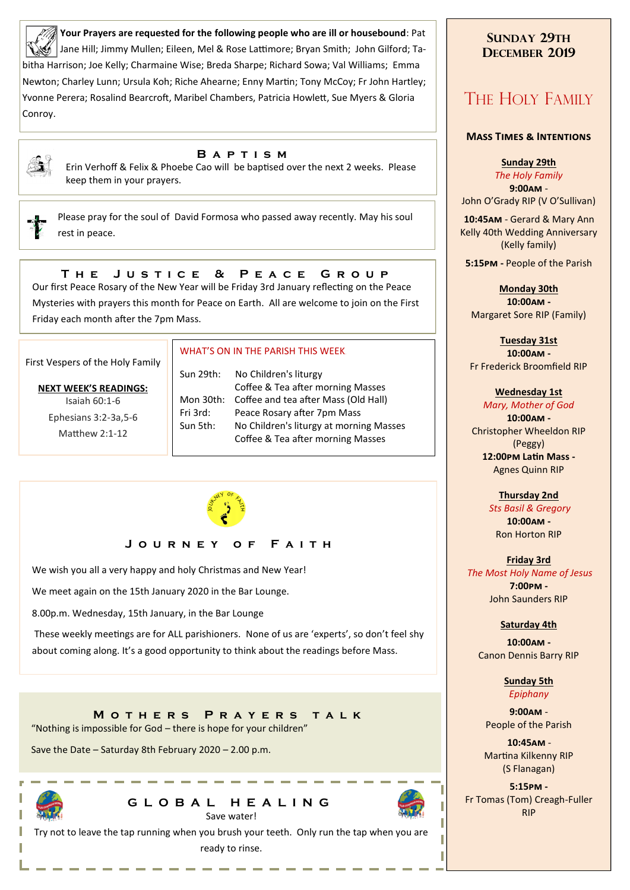**Your Prayers are requested for the following people who are ill or housebound**: Pat Jane Hill; Jimmy Mullen; Eileen, Mel & Rose Lattimore; Bryan Smith; John Gilford; Tabitha Harrison; Joe Kelly; Charmaine Wise; Breda Sharpe; Richard Sowa; Val Williams; Emma Newton; Charley Lunn; Ursula Koh; Riche Ahearne; Enny Martin; Tony McCoy; Fr John Hartley; Yvonne Perera; Rosalind Bearcroft, Maribel Chambers, Patricia Howlett, Sue Myers & Gloria Conroy.

## Baptism

Erin Verhoff & Felix & Phoebe Cao will be baptised over the next 2 weeks. Please keep them in your prayers.

Please pray for the soul of David Formosa who passed away recently. May his soul rest in peace.

## The Justice & Peace Group

Our first Peace Rosary of the New Year will be Friday 3rd January reflecting on the Peace Mysteries with prayers this month for Peace on Earth. All are welcome to join on the First Friday each month after the 7pm Mass.

First Vespers of the Holy Family

**NEXT WEEK'S READINGS:**

Isaiah 60:1-6

Ephesians 3:2-3a,5-6

Matthew 2:1-12

### WHAT'S ON IN THE PARISH THIS WEEK

| | |
|---|---|
| Sun 29th: | No Children's liturgy |
| | Coffee & Tea after morning Masses |
| Mon 30th: | Coffee and tea after Mass (Old Hall) |
| Fri 3rd: | Peace Rosary after 7pm Mass |
| Sun 5th: | No Children's liturgy at morning Masses |
| | Coffee & Tea after morning Masses |

## Journey of Faith

We wish you all a very happy and holy Christmas and New Year!

We meet again on the 15th January 2020 in the Bar Lounge.

8.00p.m. Wednesday, 15th January, in the Bar Lounge

These weekly meetings are for ALL parishioners. None of us are 'experts', so don't feel shy about coming along. It's a good opportunity to think about the readings before Mass.

## Mothers Prayers talk

"Nothing is impossible for God – there is hope for your children"

Save the Date – Saturday 8th February 2020 – 2.00 p.m.

## Global Healing

Save water!

Try not to leave the tap running when you brush your teeth. Only run the tap when you are ready to rinse.

## Sunday 29th December 2019

# The Holy Family

### Mass Times & Intentions

**Sunday 29th**
*The Holy Family*
**9:00am** - John O'Grady RIP (V O'Sullivan)

**10:45am** - Gerard & Mary Ann Kelly 40th Wedding Anniversary (Kelly family)

**5:15pm** - People of the Parish

**Monday 30th**
**10:00am** - Margaret Sore RIP (Family)

**Tuesday 31st**
**10:00am** - Fr Frederick Broomfield RIP

**Wednesday 1st**
*Mary, Mother of God*
**10:00am** - Christopher Wheeldon RIP (Peggy)
**12:00pm Latin Mass** - Agnes Quinn RIP

**Thursday 2nd**
*Sts Basil & Gregory*
**10:00am** - Ron Horton RIP

**Friday 3rd**
*The Most Holy Name of Jesus*
**7:00pm** - John Saunders RIP

**Saturday 4th**
**10:00am** - Canon Dennis Barry RIP

**Sunday 5th**
*Epiphany*
**9:00am** - People of the Parish

**10:45am** - Martina Kilkenny RIP (S Flanagan)

**5:15pm** - Fr Tomas (Tom) Creagh-Fuller RIP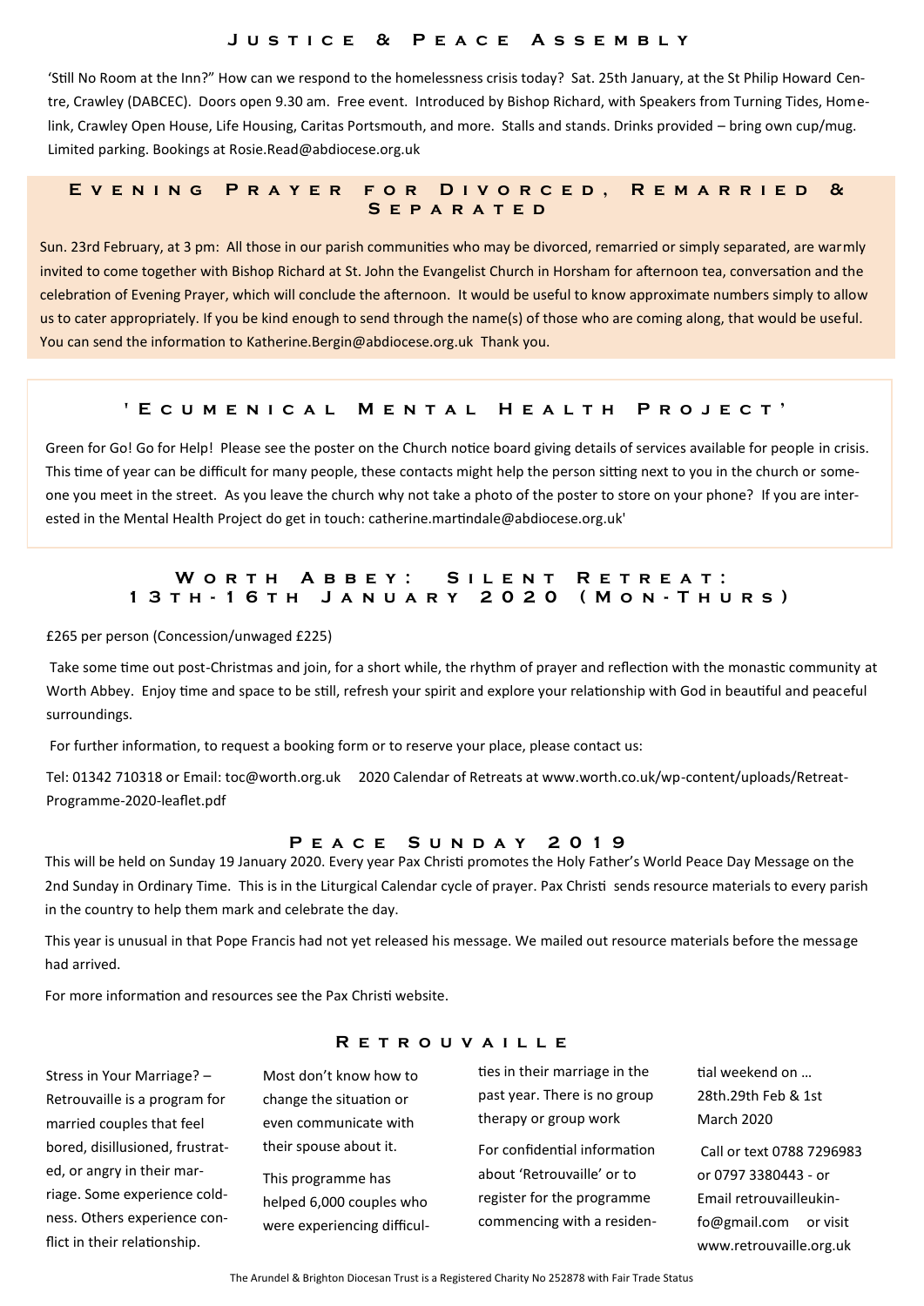## Justice & Peace Assembly

'Still No Room at the Inn?" How can we respond to the homelessness crisis today? Sat. 25th January, at the St Philip Howard Centre, Crawley (DABCEC). Doors open 9.30 am. Free event. Introduced by Bishop Richard, with Speakers from Turning Tides, Homelink, Crawley Open House, Life Housing, Caritas Portsmouth, and more. Stalls and stands. Drinks provided – bring own cup/mug. Limited parking. Bookings at Rosie.Read@abdiocese.org.uk

## Evening Prayer for Divorced, Remarried & Separated

Sun. 23rd February, at 3 pm: All those in our parish communities who may be divorced, remarried or simply separated, are warmly invited to come together with Bishop Richard at St. John the Evangelist Church in Horsham for afternoon tea, conversation and the celebration of Evening Prayer, which will conclude the afternoon. It would be useful to know approximate numbers simply to allow us to cater appropriately. If you be kind enough to send through the name(s) of those who are coming along, that would be useful. You can send the information to Katherine.Bergin@abdiocese.org.uk Thank you.

## 'Ecumenical Mental Health Project'

Green for Go! Go for Help! Please see the poster on the Church notice board giving details of services available for people in crisis. This time of year can be difficult for many people, these contacts might help the person sitting next to you in the church or someone you meet in the street. As you leave the church why not take a photo of the poster to store on your phone? If you are interested in the Mental Health Project do get in touch: catherine.martindale@abdiocese.org.uk'

## Worth Abbey: Silent Retreat: 13th-16th January 2020 (Mon-Thurs)

£265 per person (Concession/unwaged £225)

Take some time out post-Christmas and join, for a short while, the rhythm of prayer and reflection with the monastic community at Worth Abbey. Enjoy time and space to be still, refresh your spirit and explore your relationship with God in beautiful and peaceful surroundings.

For further information, to request a booking form or to reserve your place, please contact us:

Tel: 01342 710318 or Email: toc@worth.org.uk 2020 Calendar of Retreats at www.worth.co.uk/wp-content/uploads/Retreat-Programme-2020-leaflet.pdf

## Peace Sunday 2019

This will be held on Sunday 19 January 2020. Every year Pax Christi promotes the Holy Father's World Peace Day Message on the 2nd Sunday in Ordinary Time. This is in the Liturgical Calendar cycle of prayer. Pax Christi sends resource materials to every parish in the country to help them mark and celebrate the day.

This year is unusual in that Pope Francis had not yet released his message. We mailed out resource materials before the message had arrived.

For more information and resources see the Pax Christi website.

## Retrouvaille

Stress in Your Marriage? – Retrouvaille is a program for married couples that feel bored, disillusioned, frustrated, or angry in their marriage. Some experience coldness. Others experience conflict in their relationship.

Most don't know how to change the situation or even communicate with their spouse about it.

This programme has helped 6,000 couples who were experiencing difficulties in their marriage in the past year. There is no group therapy or group work

For confidential information about 'Retrouvaille' or to register for the programme commencing with a residential weekend on … 28th.29th Feb & 1st March 2020

Call or text 0788 7296983 or 0797 3380443 - or Email retrouvailleukinfo@gmail.com or visit www.retrouvaille.org.uk

The Arundel & Brighton Diocesan Trust is a Registered Charity No 252878 with Fair Trade Status